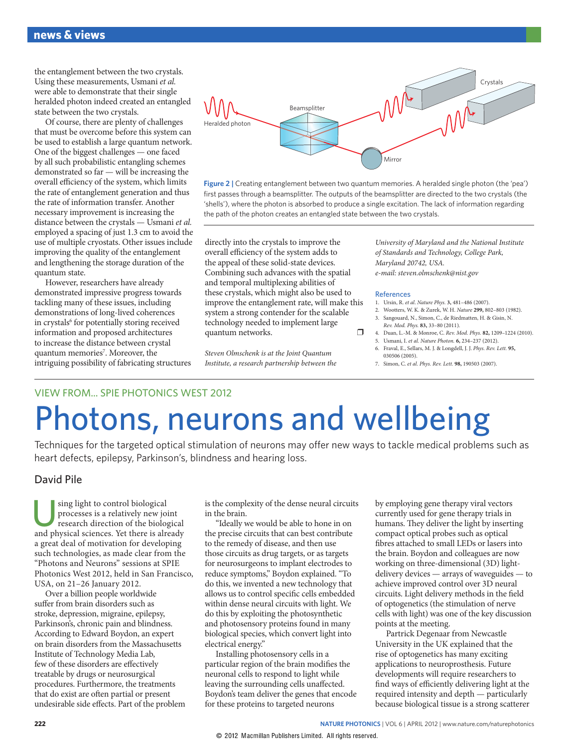the entanglement between the two crystals. Using these measurements, Usmani *et al.* were able to demonstrate that their single heralded photon indeed created an entangled state between the two crystals.

Of course, there are plenty of challenges that must be overcome before this system can be used to establish a large quantum network. One of the biggest challenges — one faced by all such probabilistic entangling schemes demonstrated so far — will be increasing the overall efficiency of the system, which limits the rate of entanglement generation and thus the rate of information transfer. Another necessary improvement is increasing the distance between the crystals — Usmani *et al.* employed a spacing of just 1.3 cm to avoid the use of multiple cryostats. Other issues include improving the quality of the entanglement and lengthening the storage duration of the quantum state.

However, researchers have already demonstrated impressive progress towards tackling many of these issues, including demonstrations of long-lived coherences in crystals[6] for potentially storing received information and proposed architectures to increase the distance between crystal quantum memories[7]. Moreover, the intriguing possibility of fabricating structures directly into the crystals to improve the overall efficiency of the system adds to the appeal of these solid-state devices. Combining such advances with the spatial and temporal multiplexing abilities of these crystals, which might also be used to improve the entanglement rate, will make this system a strong contender for the scalable technology needed to implement large quantum networks. ❐

**Figure 2 |** Creating entanglement between two quantum memories. A heralded single photon (the 'pea') first passes through a beamsplitter. The outputs of the beamsplitter are directed to the two crystals (the 'shells'), where the photon is absorbed to produce a single excitation. The lack of information regarding the path of the photon creates an entangled state between the two crystals.

*Steven Olmschenk is at the Joint Quantum Institute, a research partnership between the University of Maryland and the National Institute of Standards and Technology, College Park, Maryland 20742, USA.*
*e-mail: steven.olmschenk@nist.gov*

### References

1. Ursin, R. *et al. Nature Phys.* **3,** 481–486 (2007).
2. Wootters, W. K. & Zurek, W. H. *Nature* **299,** 802–803 (1982).
3. Sangouard, N., Simon, C., de Riedmatten, H. & Gisin, N. *Rev. Mod. Phys.* **83,** 33–80 (2011).
4. Duan, L.-M. & Monroe, C. *Rev. Mod. Phys.* **82,** 1209–1224 (2010).
5. Usmani, I. *et al. Nature Photon.* **6,** 234–237 (2012).
6. Fraval, E., Sellars, M. J. & Longdell, J. J. *Phys. Rev. Lett.* **95,** 030506 (2005).
7. Simon, C. *et al. Phys. Rev. Lett.* **98,** 190503 (2007).

VIEW FROM... SPIE PHOTONICS WEST 2012

# Photons, neurons and wellbeing

Techniques for the targeted optical stimulation of neurons may offer new ways to tackle medical problems such as heart defects, epilepsy, Parkinson's, blindness and hearing loss.

## David Pile

Using light to control biological processes is a relatively new joint research direction of the biological and physical sciences. Yet there is already a great deal of motivation for developing such technologies, as made clear from the "Photons and Neurons" sessions at SPIE Photonics West 2012, held in San Francisco, USA, on 21–26 January 2012.

Over a billion people worldwide suffer from brain disorders such as stroke, depression, migraine, epilepsy, Parkinson's, chronic pain and blindness. According to Edward Boydon, an expert on brain disorders from the Massachusetts Institute of Technology Media Lab, few of these disorders are effectively treatable by drugs or neurosurgical procedures. Furthermore, the treatments that do exist are often partial or present undesirable side effects. Part of the problem is the complexity of the dense neural circuits in the brain.

"Ideally we would be able to hone in on the precise circuits that can best contribute to the remedy of disease, and then use those circuits as drug targets, or as targets for neurosurgeons to implant electrodes to reduce symptoms," Boydon explained. "To do this, we invented a new technology that allows us to control specific cells embedded within dense neural circuits with light. We do this by exploiting the photosynthetic and photosensory proteins found in many biological species, which convert light into electrical energy."

Installing photosensory cells in a particular region of the brain modifies the neuronal cells to respond to light while leaving the surrounding cells unaffected. Boydon's team deliver the genes that encode for these proteins to targeted neurons by employing gene therapy viral vectors currently used for gene therapy trials in humans. They deliver the light by inserting compact optical probes such as optical fibres attached to small LEDs or lasers into the brain. Boydon and colleagues are now working on three-dimensional (3D) light-delivery devices — arrays of waveguides — to achieve improved control over 3D neural circuits. Light delivery methods in the field of optogenetics (the stimulation of nerve cells with light) was one of the key discussion points at the meeting.

Partrick Degenaar from Newcastle University in the UK explained that the rise of optogenetics has many exciting applications to neuroprosthesis. Future developments will require researchers to find ways of efficiently delivering light at the required intensity and depth — particularly because biological tissue is a strong scatterer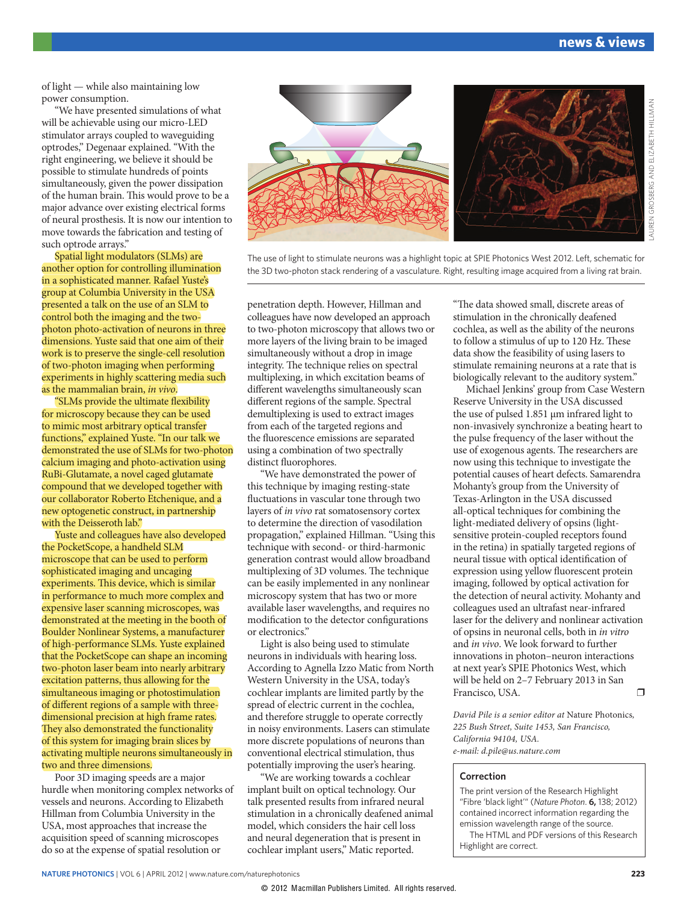of light — while also maintaining low power consumption.

"We have presented simulations of what will be achievable using our micro-LED stimulator arrays coupled to waveguiding optrodes," Degenaar explained. "With the right engineering, we believe it should be possible to stimulate hundreds of points simultaneously, given the power dissipation of the human brain. This would prove to be a major advance over existing electrical forms of neural prosthesis. It is now our intention to move towards the fabrication and testing of such optrode arrays."

Spatial light modulators (SLMs) are another option for controlling illumination in a sophisticated manner. Rafael Yuste's group at Columbia University in the USA presented a talk on the use of an SLM to control both the imaging and the two-photon photo-activation of neurons in three dimensions. Yuste said that one aim of their work is to preserve the single-cell resolution of two-photon imaging when performing experiments in highly scattering media such as the mammalian brain, *in vivo*.

"SLMs provide the ultimate flexibility for microscopy because they can be used to mimic most arbitrary optical transfer functions," explained Yuste. "In our talk we demonstrated the use of SLMs for two-photon calcium imaging and photo-activation using RuBi-Glutamate, a novel caged glutamate compound that we developed together with our collaborator Roberto Etchenique, and a new optogenetic construct, in partnership with the Deisseroth lab."

Yuste and colleagues have also developed the PocketScope, a handheld SLM microscope that can be used to perform sophisticated imaging and uncaging experiments. This device, which is similar in performance to much more complex and expensive laser scanning microscopes, was demonstrated at the meeting in the booth of Boulder Nonlinear Systems, a manufacturer of high-performance SLMs. Yuste explained that the PocketScope can shape an incoming two-photon laser beam into nearly arbitrary excitation patterns, thus allowing for the simultaneous imaging or photostimulation of different regions of a sample with three-dimensional precision at high frame rates. They also demonstrated the functionality of this system for imaging brain slices by activating multiple neurons simultaneously in two and three dimensions.

Poor 3D imaging speeds are a major hurdle when monitoring complex networks of vessels and neurons. According to Elizabeth Hillman from Columbia University in the USA, most approaches that increase the acquisition speed of scanning microscopes do so at the expense of spatial resolution or penetration depth. However, Hillman and colleagues have now developed an approach to two-photon microscopy that allows two or more layers of the living brain to be imaged simultaneously without a drop in image integrity. The technique relies on spectral multiplexing, in which excitation beams of different wavelengths simultaneously scan different regions of the sample. Spectral demultiplexing is used to extract images from each of the targeted regions and the fluorescence emissions are separated using a combination of two spectrally distinct fluorophores.

The use of light to stimulate neurons was a highlight topic at SPIE Photonics West 2012. Left, schematic for the 3D two-photon stack rendering of a vasculature. Right, resulting image acquired from a living rat brain.

"We have demonstrated the power of this technique by imaging resting-state fluctuations in vascular tone through two layers of *in vivo* rat somatosensory cortex to determine the direction of vasodilation propagation," explained Hillman. "Using this technique with second- or third-harmonic generation contrast would allow broadband multiplexing of 3D volumes. The technique can be easily implemented in any nonlinear microscopy system that has two or more available laser wavelengths, and requires no modification to the detector configurations or electronics."

Light is also being used to stimulate neurons in individuals with hearing loss. According to Agnella Izzo Matic from North Western University in the USA, today's cochlear implants are limited partly by the spread of electric current in the cochlea, and therefore struggle to operate correctly in noisy environments. Lasers can stimulate more discrete populations of neurons than conventional electrical stimulation, thus potentially improving the user's hearing.

"We are working towards a cochlear implant built on optical technology. Our talk presented results from infrared neural stimulation in a chronically deafened animal model, which considers the hair cell loss and neural degeneration that is present in cochlear implant users," Matic reported. "The data showed small, discrete areas of stimulation in the chronically deafened cochlea, as well as the ability of the neurons to follow a stimulus of up to 120 Hz. These data show the feasibility of using lasers to stimulate remaining neurons at a rate that is biologically relevant to the auditory system."

Michael Jenkins' group from Case Western Reserve University in the USA discussed the use of pulsed 1.851 μm infrared light to non-invasively synchronize a beating heart to the pulse frequency of the laser without the use of exogenous agents. The researchers are now using this technique to investigate the potential causes of heart defects. Samarendra Mohanty's group from the University of Texas-Arlington in the USA discussed all-optical techniques for combining the light-mediated delivery of opsins (light-sensitive protein-coupled receptors found in the retina) in spatially targeted regions of neural tissue with optical identification of expression using yellow fluorescent protein imaging, followed by optical activation for the detection of neural activity. Mohanty and colleagues used an ultrafast near-infrared laser for the delivery and nonlinear activation of opsins in neuronal cells, both in *in vitro* and *in vivo*. We look forward to further innovations in photon–neuron interactions at next year's SPIE Photonics West, which will be held on 2–7 February 2013 in San Francisco, USA. ❐

*David Pile is a senior editor at* Nature Photonics, *225 Bush Street, Suite 1453, San Francisco, California 94104, USA.*
*e-mail: d.pile@us.nature.com*

## Correction

The print version of the Research Highlight "Fibre 'black light'" (*Nature Photon.* **6**, 138; 2012) contained incorrect information regarding the emission wavelength range of the source.

The HTML and PDF versions of this Research Highlight are correct.